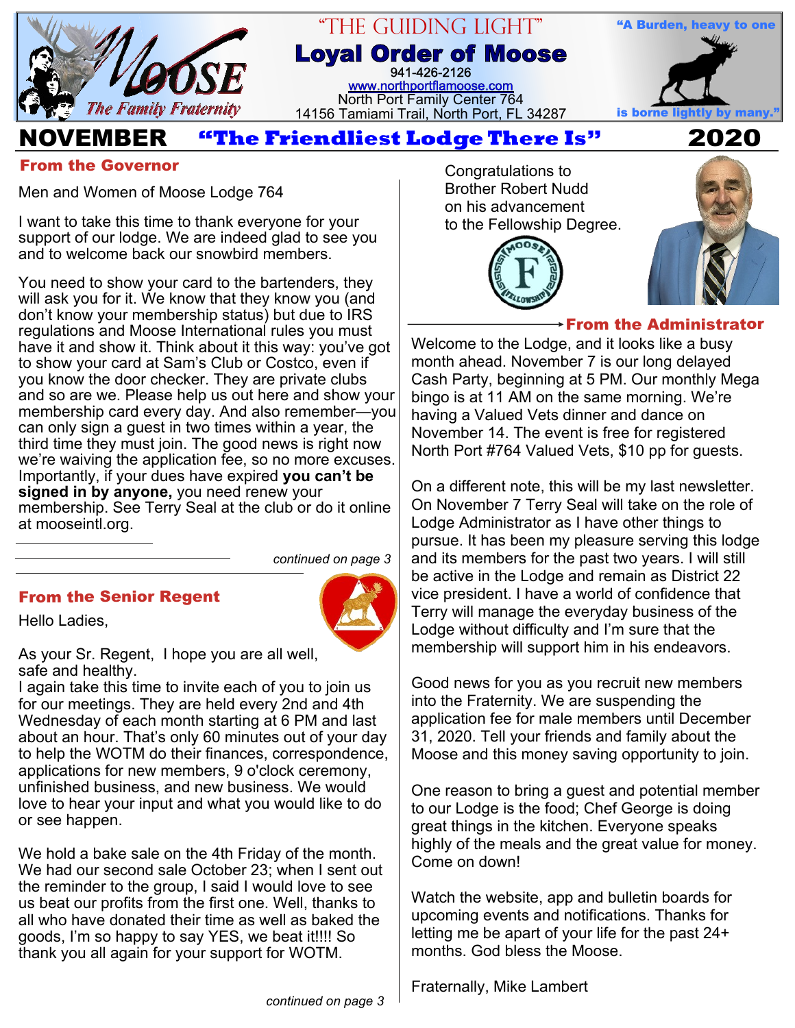# "The Guiding Light"

## Loyal Order of Moose

941-426-2126
www.northportflamoose.com
North Port Family Center 764
14156 Tamiami Trail, North Port, FL 34287

"A Burden, heavy to one is borne lightly by many."

**NOVEMBER** **"The Friendliest Lodge There Is"** **2020**

### From the Governor

Men and Women of Moose Lodge 764

I want to take this time to thank everyone for your support of our lodge. We are indeed glad to see you and to welcome back our snowbird members.

You need to show your card to the bartenders, they will ask you for it. We know that they know you (and don't know your membership status) but due to IRS regulations and Moose International rules you must have it and show it. Think about it this way: you've got to show your card at Sam's Club or Costco, even if you know the door checker. They are private clubs and so are we. Please help us out here and show your membership card every day. And also remember—you can only sign a guest in two times within a year, the third time they must join. The good news is right now we're waiving the application fee, so no more excuses. Importantly, if your dues have expired **you can't be signed in by anyone,** you need renew your membership. See Terry Seal at the club or do it online at mooseintl.org.

*continued on page 3*

### From the Senior Regent

Hello Ladies,

As your Sr. Regent, I hope you are all well, safe and healthy.
I again take this time to invite each of you to join us for our meetings. They are held every 2nd and 4th Wednesday of each month starting at 6 PM and last about an hour. That's only 60 minutes out of your day to help the WOTM do their finances, correspondence, applications for new members, 9 o'clock ceremony, unfinished business, and new business. We would love to hear your input and what you would like to do or see happen.

We hold a bake sale on the 4th Friday of the month. We had our second sale October 23; when I sent out the reminder to the group, I said I would love to see us beat our profits from the first one. Well, thanks to all who have donated their time as well as baked the goods, I'm so happy to say YES, we beat it!!!! So thank you all again for your support for WOTM.

*continued on page 3*

Congratulations to Brother Robert Nudd on his advancement to the Fellowship Degree.

### From the Administrator

Welcome to the Lodge, and it looks like a busy month ahead. November 7 is our long delayed Cash Party, beginning at 5 PM. Our monthly Mega bingo is at 11 AM on the same morning. We're having a Valued Vets dinner and dance on November 14. The event is free for registered North Port #764 Valued Vets, $10 pp for guests.

On a different note, this will be my last newsletter. On November 7 Terry Seal will take on the role of Lodge Administrator as I have other things to pursue. It has been my pleasure serving this lodge and its members for the past two years. I will still be active in the Lodge and remain as District 22 vice president. I have a world of confidence that Terry will manage the everyday business of the Lodge without difficulty and I'm sure that the membership will support him in his endeavors.

Good news for you as you recruit new members into the Fraternity. We are suspending the application fee for male members until December 31, 2020. Tell your friends and family about the Moose and this money saving opportunity to join.

One reason to bring a guest and potential member to our Lodge is the food; Chef George is doing great things in the kitchen. Everyone speaks highly of the meals and the great value for money. Come on down!

Watch the website, app and bulletin boards for upcoming events and notifications. Thanks for letting me be apart of your life for the past 24+ months. God bless the Moose.

Fraternally, Mike Lambert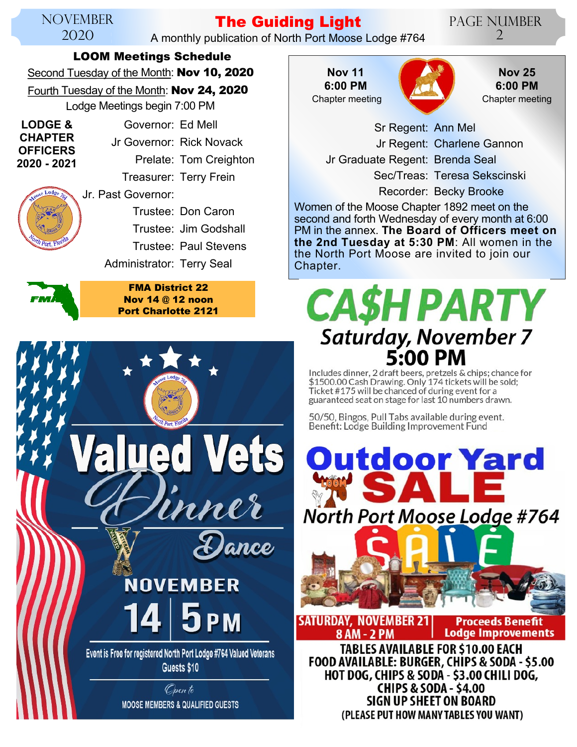## LOOM Meetings Schedule

Second Tuesday of the Month: **Nov 10, 2020**

Fourth Tuesday of the Month: **Nov 24, 2020**

Lodge Meetings begin 7:00 PM

**LODGE & CHAPTER OFFICERS 2020 - 2021**

Governor: Ed Mell
Jr Governor: Rick Novack
Prelate: Tom Creighton
Treasurer: Terry Frein
Jr. Past Governor:
Trustee: Don Caron
Trustee: Jim Godshall
Trustee: Paul Stevens
Administrator: Terry Seal

**FMA District 22**
**Nov 14 @ 12 noon**
**Port Charlotte 2121**

**Nov 11**
**6:00 PM**
Chapter meeting

**Nov 25**
**6:00 PM**
Chapter meeting

Sr Regent: Ann Mel
Jr Regent: Charlene Gannon
Jr Graduate Regent: Brenda Seal
Sec/Treas: Teresa Sekscinski
Recorder: Becky Brooke

Women of the Moose Chapter 1892 meet on the second and forth Wednesday of every month at 6:00 PM in the annex. **The Board of Officers meet on the 2nd Tuesday at 5:30 PM**: All women in the the North Port Moose are invited to join our Chapter.

# Valued Vets Dinner Dance

**NOVEMBER 14 | 5 PM**

Event is Free for registered North Port Lodge #764 Valued Veterans
Guests $10

*Open to*
MOOSE MEMBERS & QUALIFIED GUESTS

# CA$H PARTY

## Saturday, November 7
## 5:00 PM

Includes dinner, 2 draft beers, pretzels & chips; chance for $1500.00 Cash Drawing. Only 174 tickets will be sold; Ticket #175 will be chanced of during event for a guaranteed seat on stage for last 10 numbers drawn.

50/50, Bingos, Pull Tabs available during event.
Benefit: Lodge Building Improvement Fund

# Outdoor Yard SALE

## North Port Moose Lodge #764

**SATURDAY, NOVEMBER 21**
**8 AM - 2 PM**

**Proceeds Benefit Lodge Improvements**

**TABLES AVAILABLE FOR $10.00 EACH**
**FOOD AVAILABLE: BURGER, CHIPS & SODA - $5.00**
**HOT DOG, CHIPS & SODA - $3.00 CHILI DOG, CHIPS & SODA - $4.00**
**SIGN UP SHEET ON BOARD**
**(PLEASE PUT HOW MANY TABLES YOU WANT)**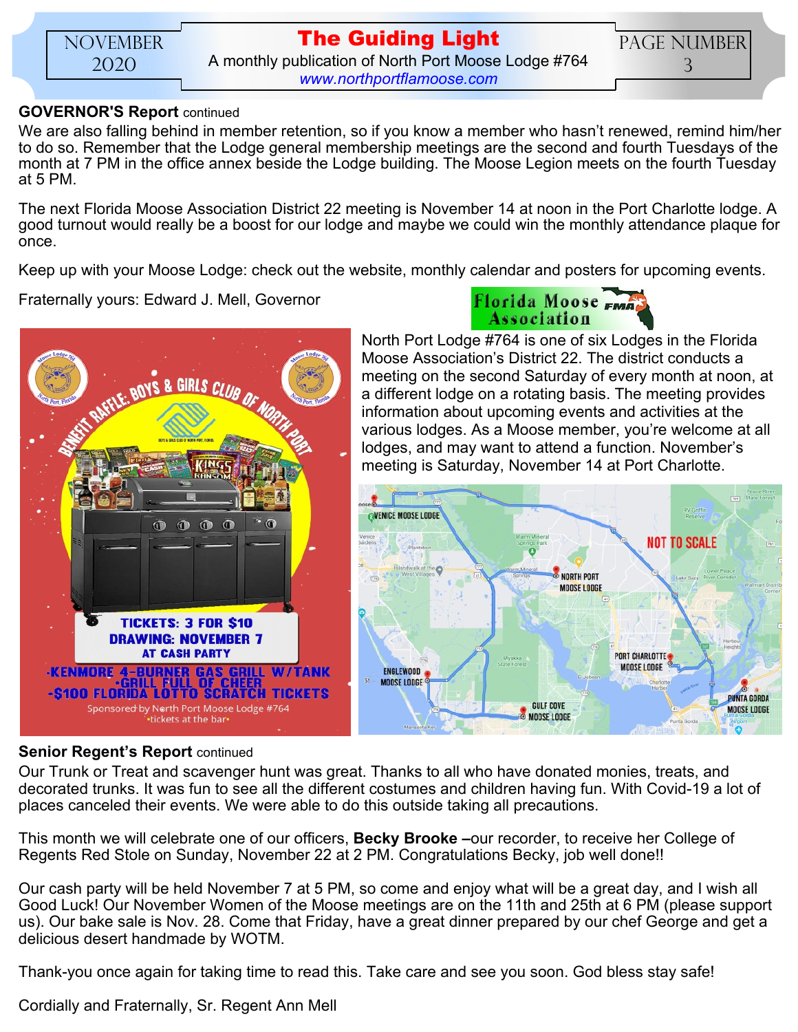**GOVERNOR'S Report** continued

We are also falling behind in member retention, so if you know a member who hasn't renewed, remind him/her to do so. Remember that the Lodge general membership meetings are the second and fourth Tuesdays of the month at 7 PM in the office annex beside the Lodge building. The Moose Legion meets on the fourth Tuesday at 5 PM.

The next Florida Moose Association District 22 meeting is November 14 at noon in the Port Charlotte lodge. A good turnout would really be a boost for our lodge and maybe we could win the monthly attendance plaque for once.

Keep up with your Moose Lodge: check out the website, monthly calendar and posters for upcoming events.

Fraternally yours: Edward J. Mell, Governor

BENEFIT RAFFLE: BOYS & GIRLS CLUB OF NORTH PORT

TICKETS: 3 FOR $10
DRAWING: NOVEMBER 7
AT CASH PARTY

- KENMORE 4-BURNER GAS GRILL W/TANK
- GRILL FULL OF CHEER
- $100 FLORIDA LOTTO SCRATCH TICKETS

Sponsored by North Port Moose Lodge #764
•tickets at the bar•

Florida Moose Association

North Port Lodge #764 is one of six Lodges in the Florida Moose Association's District 22. The district conducts a meeting on the second Saturday of every month at noon, at a different lodge on a rotating basis. The meeting provides information about upcoming events and activities at the various lodges. As a Moose member, you're welcome at all lodges, and may want to attend a function. November's meeting is Saturday, November 14 at Port Charlotte.

NOT TO SCALE — Venice Moose Lodge, North Port Moose Lodge, Englewood Moose Lodge, Gulf Cove Moose Lodge, Port Charlotte Moose Lodge, Punta Gorda Moose Lodge

**Senior Regent's Report** continued

Our Trunk or Treat and scavenger hunt was great. Thanks to all who have donated monies, treats, and decorated trunks. It was fun to see all the different costumes and children having fun. With Covid-19 a lot of places canceled their events. We were able to do this outside taking all precautions.

This month we will celebrate one of our officers, **Becky Brooke –**our recorder, to receive her College of Regents Red Stole on Sunday, November 22 at 2 PM. Congratulations Becky, job well done!!

Our cash party will be held November 7 at 5 PM, so come and enjoy what will be a great day, and I wish all Good Luck! Our November Women of the Moose meetings are on the 11th and 25th at 6 PM (please support us). Our bake sale is Nov. 28. Come that Friday, have a great dinner prepared by our chef George and get a delicious desert handmade by WOTM.

Thank-you once again for taking time to read this. Take care and see you soon. God bless stay safe!

Cordially and Fraternally, Sr. Regent Ann Mell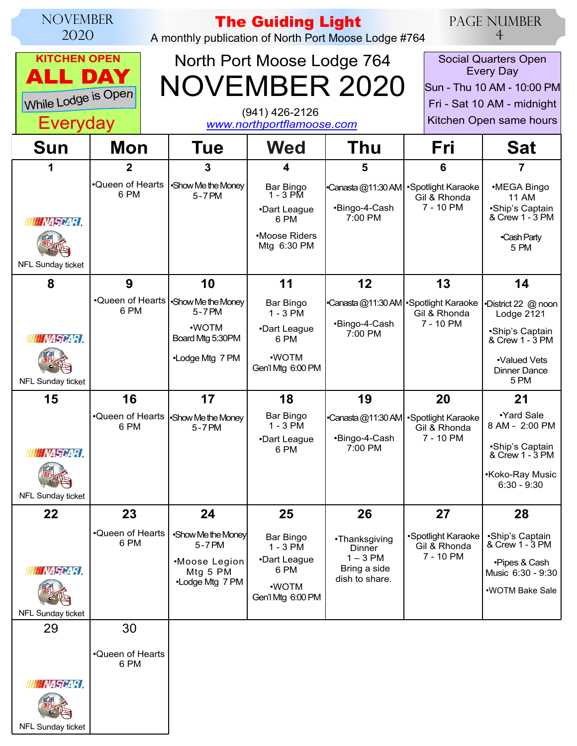# North Port Moose Lodge 764

# NOVEMBER 2020

(941) 426-2126
www.northportflamoose.com

**KITCHEN OPEN ALL DAY**
While Lodge is Open
Everyday

Social Quarters Open Every Day
Sun - Thu 10 AM - 10:00 PM
Fri - Sat 10 AM - midnight
Kitchen Open same hours

| Sun | Mon | Tue | Wed | Thu | Fri | Sat |
|---|---|---|---|---|---|---|
| **1** NASCAR NFL Sunday ticket | **2** •Queen of Hearts 6 PM | **3** •Show Me the Money 5-7 PM | **4** Bar Bingo 1 - 3 PM •Dart League 6 PM •Moose Riders Mtg 6:30 PM | **5** •Canasta @11:30 AM •Bingo-4-Cash 7:00 PM | **6** •Spotlight Karaoke Gil & Rhonda 7 - 10 PM | **7** •MEGA Bingo 11 AM •Ship's Captain & Crew 1 - 3 PM •Cash Party 5 PM |
| **8** NASCAR NFL Sunday ticket | **9** •Queen of Hearts 6 PM | **10** •Show Me the Money 5-7 PM •WOTM Board Mtg 5:30PM •Lodge Mtg 7 PM | **11** Bar Bingo 1 - 3 PM •Dart League 6 PM •WOTM Gen'l Mtg 6:00 PM | **12** •Canasta @11:30 AM •Bingo-4-Cash 7:00 PM | **13** •Spotlight Karaoke Gil & Rhonda 7 - 10 PM | **14** •District 22 @ noon Lodge 2121 •Ship's Captain & Crew 1 - 3 PM •Valued Vets Dinner Dance 5 PM |
| **15** NASCAR NFL Sunday ticket | **16** •Queen of Hearts 6 PM | **17** •Show Me the Money 5-7 PM | **18** Bar Bingo 1 - 3 PM •Dart League 6 PM | **19** •Canasta @11:30 AM •Bingo-4-Cash 7:00 PM | **20** •Spotlight Karaoke Gil & Rhonda 7 - 10 PM | **21** •Yard Sale 8 AM - 2:00 PM •Ship's Captain & Crew 1 - 3 PM •Koko-Ray Music 6:30 - 9:30 |
| **22** NASCAR NFL Sunday ticket | **23** •Queen of Hearts 6 PM | **24** •Show Me the Money 5-7 PM •Moose Legion Mtg 5 PM •Lodge Mtg 7 PM | **25** Bar Bingo 1 - 3 PM •Dart League 6 PM •WOTM Gen'l Mtg 6:00 PM | **26** •Thanksgiving Dinner 1 – 3 PM Bring a side dish to share. | **27** •Spotlight Karaoke Gil & Rhonda 7 - 10 PM | **28** •Ship's Captain & Crew 1 - 3 PM •Pipes & Cash Music 6:30 - 9:30 •WOTM Bake Sale |
| **29** NASCAR NFL Sunday ticket | **30** •Queen of Hearts 6 PM | | | | | |